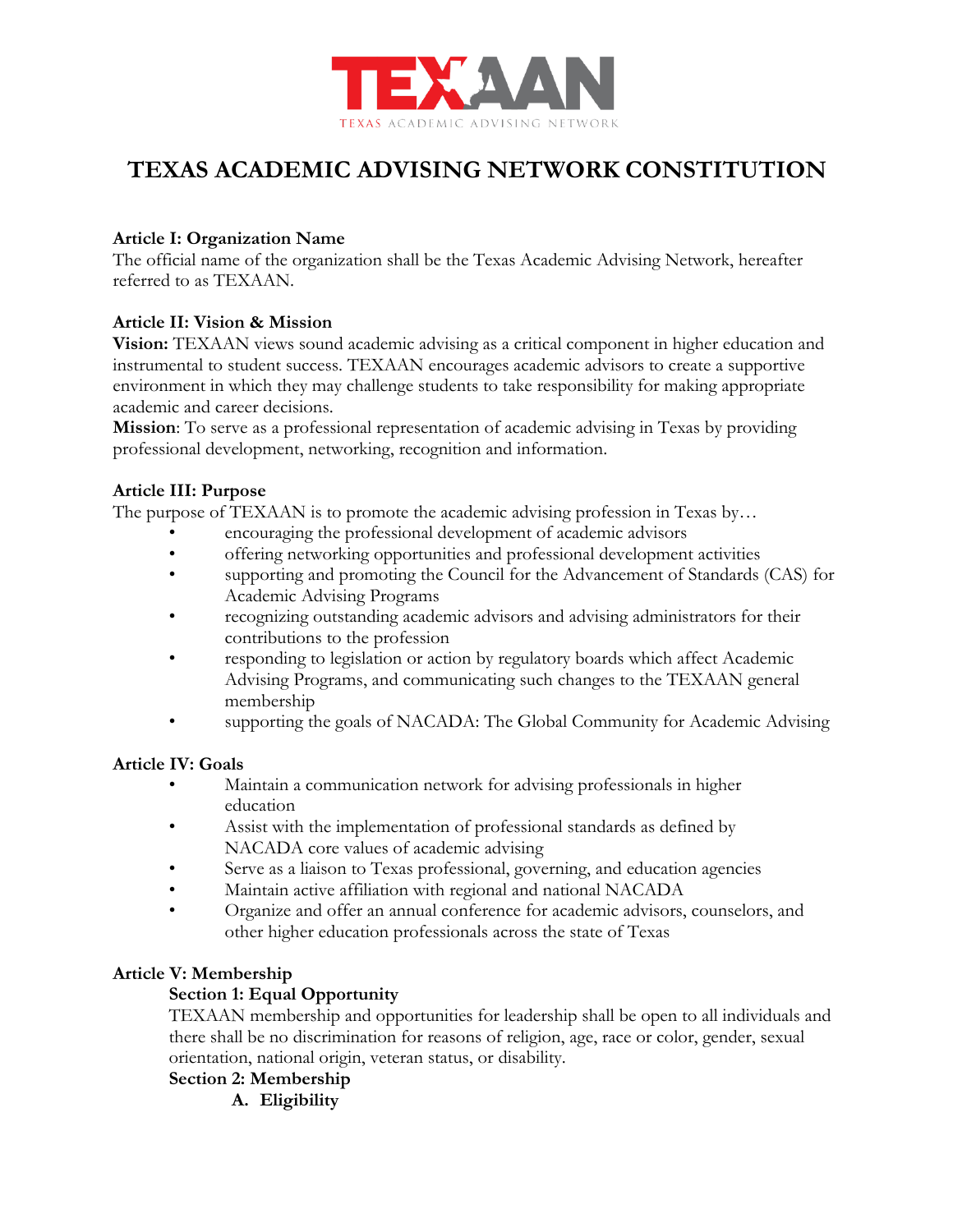TEXAAN

TEXAS ACADEMIC ADVISING NETWORK

# TEXAS ACADEMIC ADVISING NETWORK CONSTITUTION

**Article I: Organization Name**

The official name of the organization shall be the Texas Academic Advising Network, hereafter referred to as TEXAAN.

**Article II: Vision & Mission**

**Vision:** TEXAAN views sound academic advising as a critical component in higher education and instrumental to student success. TEXAAN encourages academic advisors to create a supportive environment in which they may challenge students to take responsibility for making appropriate academic and career decisions.

**Mission**: To serve as a professional representation of academic advising in Texas by providing professional development, networking, recognition and information.

**Article III: Purpose**

The purpose of TEXAAN is to promote the academic advising profession in Texas by…

- encouraging the professional development of academic advisors
- offering networking opportunities and professional development activities
- supporting and promoting the Council for the Advancement of Standards (CAS) for Academic Advising Programs
- recognizing outstanding academic advisors and advising administrators for their contributions to the profession
- responding to legislation or action by regulatory boards which affect Academic Advising Programs, and communicating such changes to the TEXAAN general membership
- supporting the goals of NACADA: The Global Community for Academic Advising

**Article IV: Goals**

- Maintain a communication network for advising professionals in higher education
- Assist with the implementation of professional standards as defined by NACADA core values of academic advising
- Serve as a liaison to Texas professional, governing, and education agencies
- Maintain active affiliation with regional and national NACADA
- Organize and offer an annual conference for academic advisors, counselors, and other higher education professionals across the state of Texas

**Article V: Membership**

**Section 1: Equal Opportunity**

TEXAAN membership and opportunities for leadership shall be open to all individuals and there shall be no discrimination for reasons of religion, age, race or color, gender, sexual orientation, national origin, veteran status, or disability.

**Section 2: Membership**

**A. Eligibility**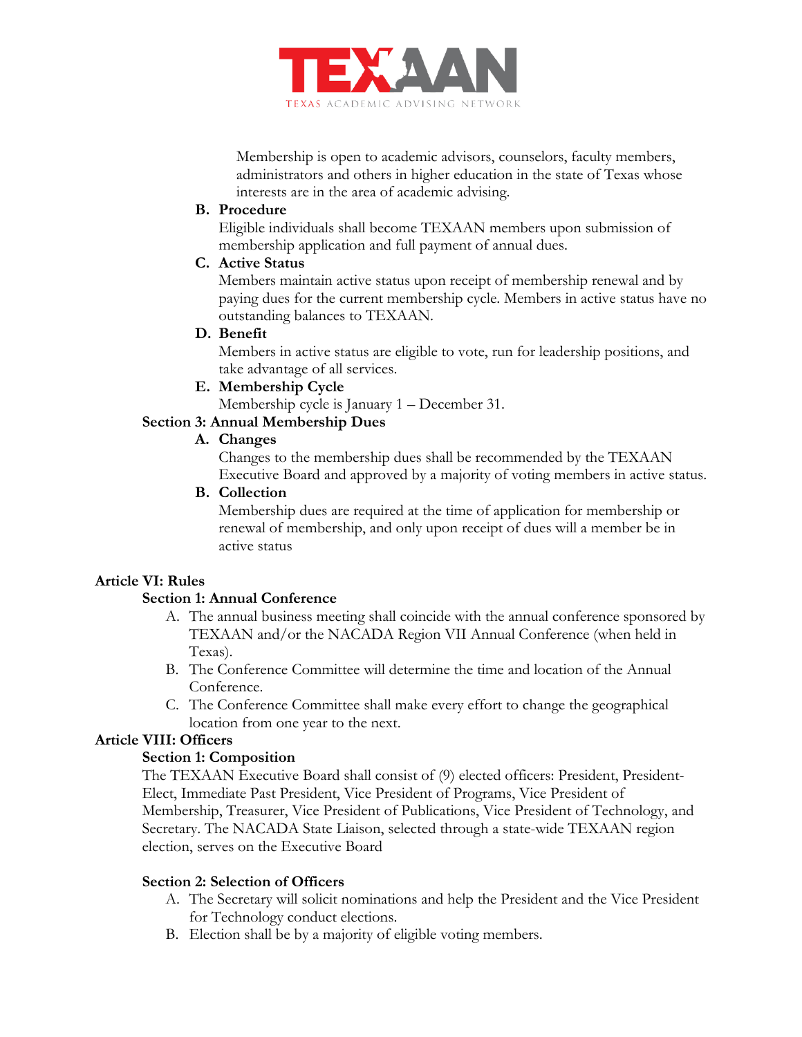Membership is open to academic advisors, counselors, faculty members, administrators and others in higher education in the state of Texas whose interests are in the area of academic advising.

**B. Procedure**

Eligible individuals shall become TEXAAN members upon submission of membership application and full payment of annual dues.

**C. Active Status**

Members maintain active status upon receipt of membership renewal and by paying dues for the current membership cycle. Members in active status have no outstanding balances to TEXAAN.

**D. Benefit**

Members in active status are eligible to vote, run for leadership positions, and take advantage of all services.

**E. Membership Cycle**

Membership cycle is January 1 – December 31.

### Section 3: Annual Membership Dues

**A. Changes**

Changes to the membership dues shall be recommended by the TEXAAN Executive Board and approved by a majority of voting members in active status.

**B. Collection**

Membership dues are required at the time of application for membership or renewal of membership, and only upon receipt of dues will a member be in active status

## Article VI: Rules

### Section 1: Annual Conference

A. The annual business meeting shall coincide with the annual conference sponsored by TEXAAN and/or the NACADA Region VII Annual Conference (when held in Texas).

B. The Conference Committee will determine the time and location of the Annual Conference.

C. The Conference Committee shall make every effort to change the geographical location from one year to the next.

## Article VIII: Officers

### Section 1: Composition

The TEXAAN Executive Board shall consist of (9) elected officers: President, President-Elect, Immediate Past President, Vice President of Programs, Vice President of Membership, Treasurer, Vice President of Publications, Vice President of Technology, and Secretary. The NACADA State Liaison, selected through a state-wide TEXAAN region election, serves on the Executive Board

### Section 2: Selection of Officers

A. The Secretary will solicit nominations and help the President and the Vice President for Technology conduct elections.

B. Election shall be by a majority of eligible voting members.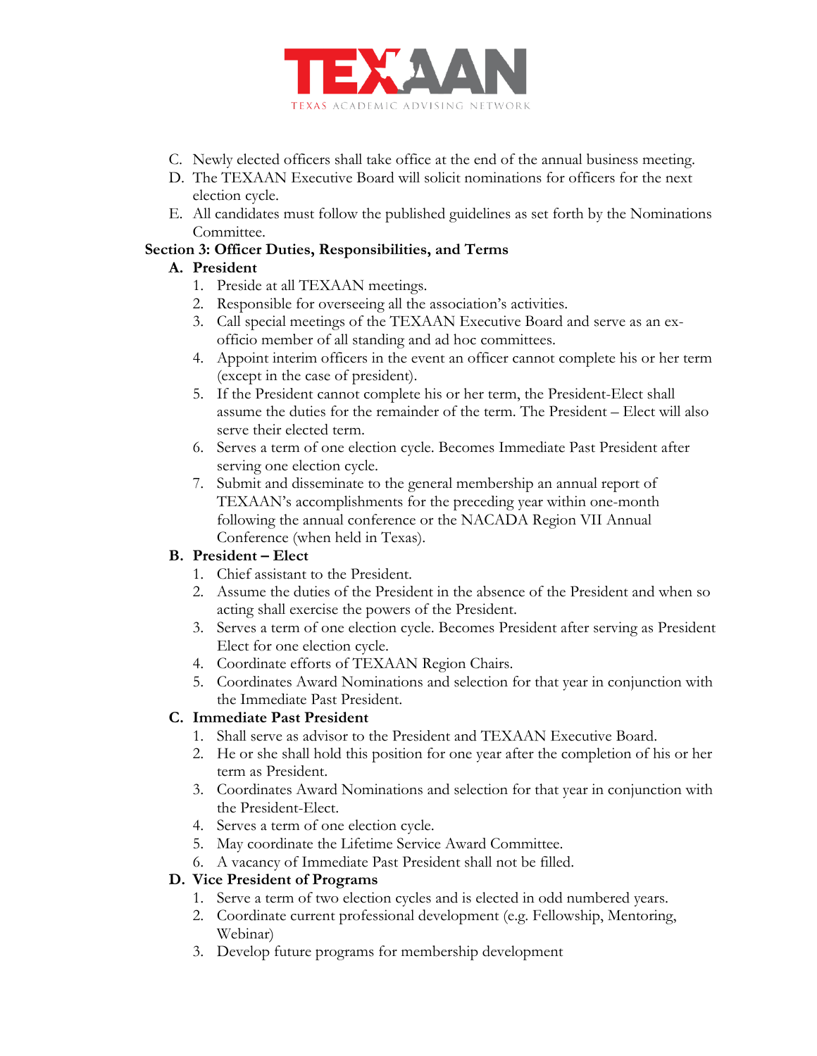C. Newly elected officers shall take office at the end of the annual business meeting.

D. The TEXAAN Executive Board will solicit nominations for officers for the next election cycle.

E. All candidates must follow the published guidelines as set forth by the Nominations Committee.

**Section 3: Officer Duties, Responsibilities, and Terms**

**A. President**

1. Preside at all TEXAAN meetings.
2. Responsible for overseeing all the association's activities.
3. Call special meetings of the TEXAAN Executive Board and serve as an ex-officio member of all standing and ad hoc committees.
4. Appoint interim officers in the event an officer cannot complete his or her term (except in the case of president).
5. If the President cannot complete his or her term, the President-Elect shall assume the duties for the remainder of the term. The President – Elect will also serve their elected term.
6. Serves a term of one election cycle. Becomes Immediate Past President after serving one election cycle.
7. Submit and disseminate to the general membership an annual report of TEXAAN's accomplishments for the preceding year within one-month following the annual conference or the NACADA Region VII Annual Conference (when held in Texas).

**B. President – Elect**

1. Chief assistant to the President.
2. Assume the duties of the President in the absence of the President and when so acting shall exercise the powers of the President.
3. Serves a term of one election cycle. Becomes President after serving as President Elect for one election cycle.
4. Coordinate efforts of TEXAAN Region Chairs.
5. Coordinates Award Nominations and selection for that year in conjunction with the Immediate Past President.

**C. Immediate Past President**

1. Shall serve as advisor to the President and TEXAAN Executive Board.
2. He or she shall hold this position for one year after the completion of his or her term as President.
3. Coordinates Award Nominations and selection for that year in conjunction with the President-Elect.
4. Serves a term of one election cycle.
5. May coordinate the Lifetime Service Award Committee.
6. A vacancy of Immediate Past President shall not be filled.

**D. Vice President of Programs**

1. Serve a term of two election cycles and is elected in odd numbered years.
2. Coordinate current professional development (e.g. Fellowship, Mentoring, Webinar)
3. Develop future programs for membership development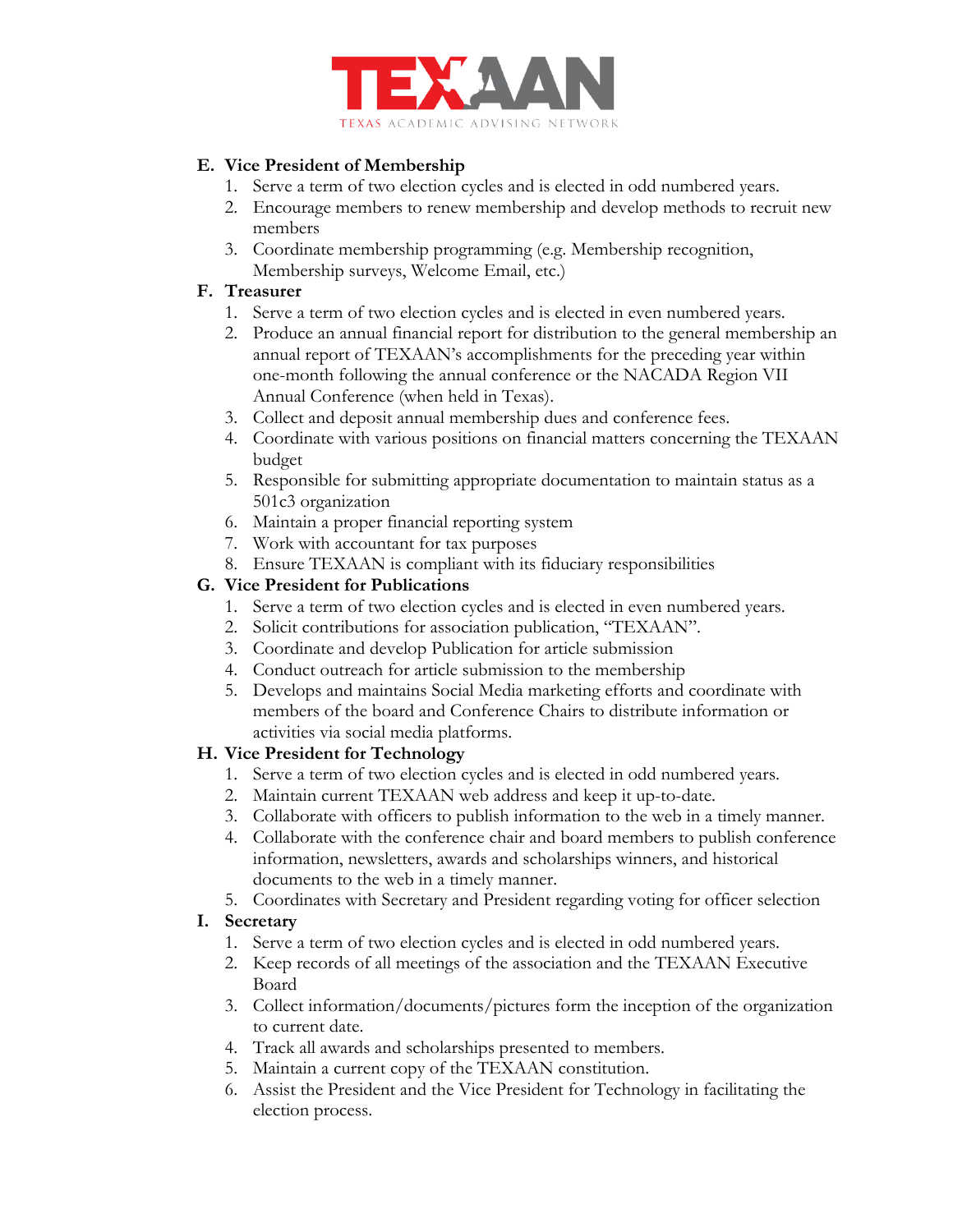**E. Vice President of Membership**

1. Serve a term of two election cycles and is elected in odd numbered years.
2. Encourage members to renew membership and develop methods to recruit new members
3. Coordinate membership programming (e.g. Membership recognition, Membership surveys, Welcome Email, etc.)

**F. Treasurer**

1. Serve a term of two election cycles and is elected in even numbered years.
2. Produce an annual financial report for distribution to the general membership an annual report of TEXAAN's accomplishments for the preceding year within one-month following the annual conference or the NACADA Region VII Annual Conference (when held in Texas).
3. Collect and deposit annual membership dues and conference fees.
4. Coordinate with various positions on financial matters concerning the TEXAAN budget
5. Responsible for submitting appropriate documentation to maintain status as a 501c3 organization
6. Maintain a proper financial reporting system
7. Work with accountant for tax purposes
8. Ensure TEXAAN is compliant with its fiduciary responsibilities

**G. Vice President for Publications**

1. Serve a term of two election cycles and is elected in even numbered years.
2. Solicit contributions for association publication, "TEXAAN".
3. Coordinate and develop Publication for article submission
4. Conduct outreach for article submission to the membership
5. Develops and maintains Social Media marketing efforts and coordinate with members of the board and Conference Chairs to distribute information or activities via social media platforms.

**H. Vice President for Technology**

1. Serve a term of two election cycles and is elected in odd numbered years.
2. Maintain current TEXAAN web address and keep it up-to-date.
3. Collaborate with officers to publish information to the web in a timely manner.
4. Collaborate with the conference chair and board members to publish conference information, newsletters, awards and scholarships winners, and historical documents to the web in a timely manner.
5. Coordinates with Secretary and President regarding voting for officer selection

**I. Secretary**

1. Serve a term of two election cycles and is elected in odd numbered years.
2. Keep records of all meetings of the association and the TEXAAN Executive Board
3. Collect information/documents/pictures form the inception of the organization to current date.
4. Track all awards and scholarships presented to members.
5. Maintain a current copy of the TEXAAN constitution.
6. Assist the President and the Vice President for Technology in facilitating the election process.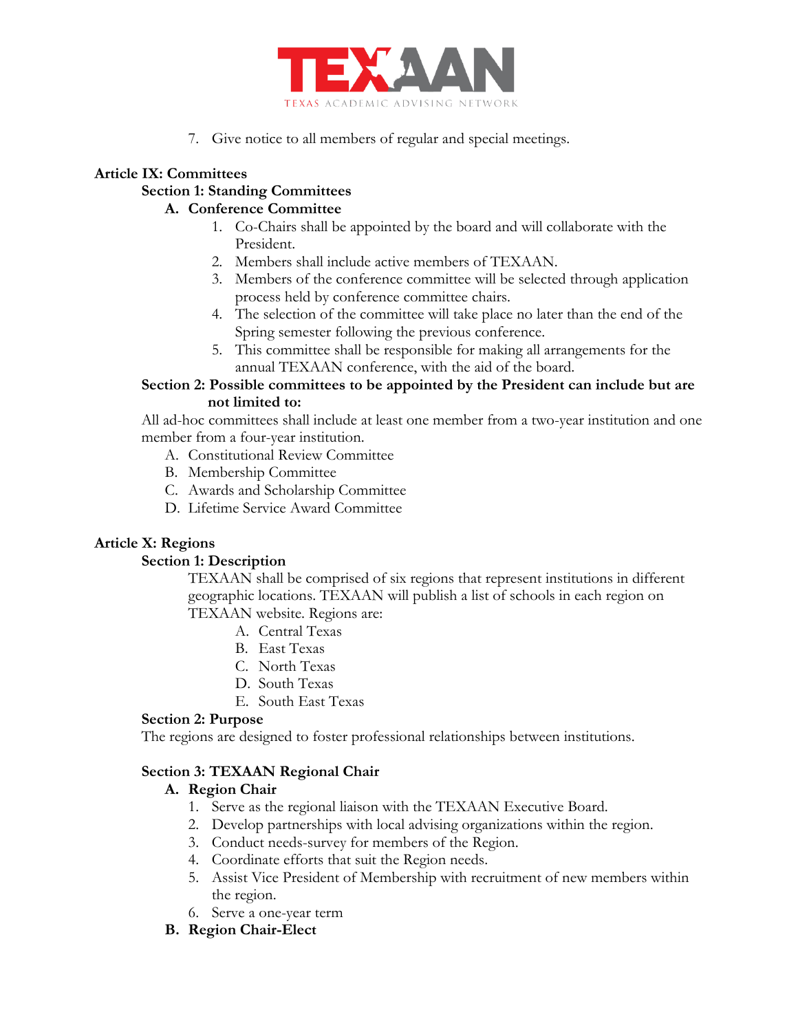7. Give notice to all members of regular and special meetings.

**Article IX: Committees**

**Section 1: Standing Committees**

**A. Conference Committee**

1. Co-Chairs shall be appointed by the board and will collaborate with the President.
2. Members shall include active members of TEXAAN.
3. Members of the conference committee will be selected through application process held by conference committee chairs.
4. The selection of the committee will take place no later than the end of the Spring semester following the previous conference.
5. This committee shall be responsible for making all arrangements for the annual TEXAAN conference, with the aid of the board.

**Section 2: Possible committees to be appointed by the President can include but are not limited to:**

All ad-hoc committees shall include at least one member from a two-year institution and one member from a four-year institution.

A. Constitutional Review Committee
B. Membership Committee
C. Awards and Scholarship Committee
D. Lifetime Service Award Committee

**Article X: Regions**

**Section 1: Description**

TEXAAN shall be comprised of six regions that represent institutions in different geographic locations. TEXAAN will publish a list of schools in each region on TEXAAN website. Regions are:

A. Central Texas
B. East Texas
C. North Texas
D. South Texas
E. South East Texas

**Section 2: Purpose**

The regions are designed to foster professional relationships between institutions.

**Section 3: TEXAAN Regional Chair**

**A. Region Chair**

1. Serve as the regional liaison with the TEXAAN Executive Board.
2. Develop partnerships with local advising organizations within the region.
3. Conduct needs-survey for members of the Region.
4. Coordinate efforts that suit the Region needs.
5. Assist Vice President of Membership with recruitment of new members within the region.
6. Serve a one-year term

**B. Region Chair-Elect**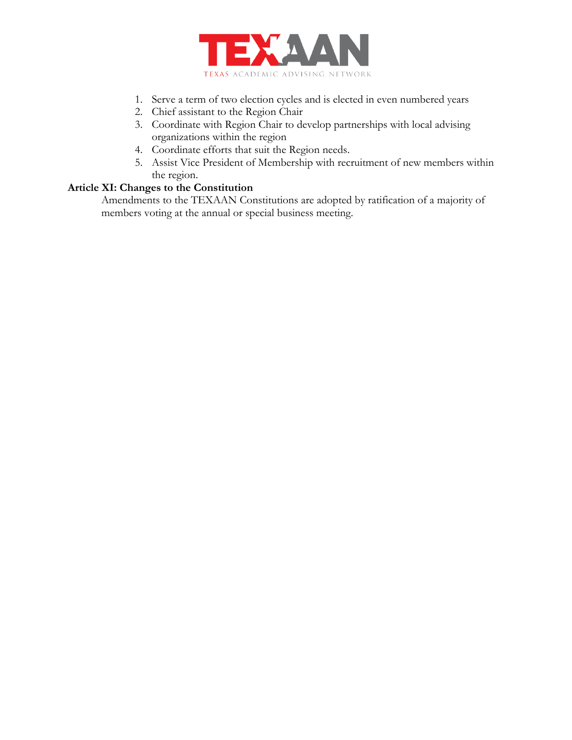1. Serve a term of two election cycles and is elected in even numbered years
2. Chief assistant to the Region Chair
3. Coordinate with Region Chair to develop partnerships with local advising organizations within the region
4. Coordinate efforts that suit the Region needs.
5. Assist Vice President of Membership with recruitment of new members within the region.

**Article XI: Changes to the Constitution**

Amendments to the TEXAAN Constitutions are adopted by ratification of a majority of members voting at the annual or special business meeting.